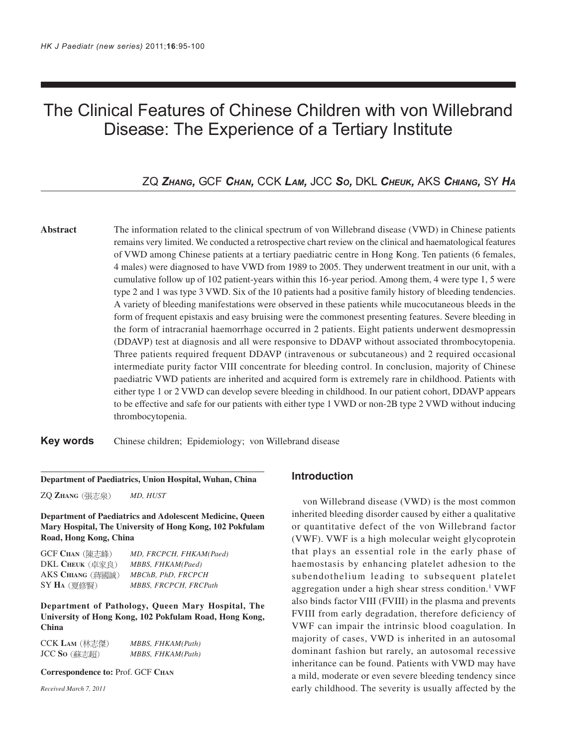# The Clinical Features of Chinese Children with von Willebrand Disease: The Experience of a Tertiary Institute

ZQ ***Zhang***, GCF ***Chan***, CCK ***Lam***, JCC ***So***, DKL ***Cheuk***, AKS ***Chiang***, SY ***Ha***

**Abstract** The information related to the clinical spectrum of von Willebrand disease (VWD) in Chinese patients remains very limited. We conducted a retrospective chart review on the clinical and haematological features of VWD among Chinese patients at a tertiary paediatric centre in Hong Kong. Ten patients (6 females, 4 males) were diagnosed to have VWD from 1989 to 2005. They underwent treatment in our unit, with a cumulative follow up of 102 patient-years within this 16-year period. Among them, 4 were type 1, 5 were type 2 and 1 was type 3 VWD. Six of the 10 patients had a positive family history of bleeding tendencies. A variety of bleeding manifestations were observed in these patients while mucocutaneous bleeds in the form of frequent epistaxis and easy bruising were the commonest presenting features. Severe bleeding in the form of intracranial haemorrhage occurred in 2 patients. Eight patients underwent desmopressin (DDAVP) test at diagnosis and all were responsive to DDAVP without associated thrombocytopenia. Three patients required frequent DDAVP (intravenous or subcutaneous) and 2 required occasional intermediate purity factor VIII concentrate for bleeding control. In conclusion, majority of Chinese paediatric VWD patients are inherited and acquired form is extremely rare in childhood. Patients with either type 1 or 2 VWD can develop severe bleeding in childhood. In our patient cohort, DDAVP appears to be effective and safe for our patients with either type 1 VWD or non-2B type 2 VWD without inducing thrombocytopenia.

**Key words** Chinese children; Epidemiology; von Willebrand disease

**Department of Paediatrics, Union Hospital, Wuhan, China**

ZQ **Zhang** (張志泉) *MD, HUST*

**Department of Paediatrics and Adolescent Medicine, Queen Mary Hospital, The University of Hong Kong, 102 Pokfulam Road, Hong Kong, China**

GCF **Chan** (陳志峰) *MD, FRCPCH, FHKAM(Paed)*
DKL **Cheuk** (卓家良) *MBBS, FHKAM(Paed)*
AKS **Chiang** (蔣國誠) *MBChB, PhD, FRCPCH*
SY **Ha** (夏修賢) *MBBS, FRCPCH, FRCPath*

**Department of Pathology, Queen Mary Hospital, The University of Hong Kong, 102 Pokfulam Road, Hong Kong, China**

CCK **Lam** (林志傑) *MBBS, FHKAM(Path)*
JCC **So** (蘇志超) *MBBS, FHKAM(Path)*

**Correspondence to:** Prof. GCF **Chan**

*Received March 7, 2011*

## Introduction

von Willebrand disease (VWD) is the most common inherited bleeding disorder caused by either a qualitative or quantitative defect of the von Willebrand factor (VWF). VWF is a high molecular weight glycoprotein that plays an essential role in the early phase of haemostasis by enhancing platelet adhesion to the subendothelium leading to subsequent platelet aggregation under a high shear stress condition.[1] VWF also binds factor VIII (FVIII) in the plasma and prevents FVIII from early degradation, therefore deficiency of VWF can impair the intrinsic blood coagulation. In majority of cases, VWD is inherited in an autosomal dominant fashion but rarely, an autosomal recessive inheritance can be found. Patients with VWD may have a mild, moderate or even severe bleeding tendency since early childhood. The severity is usually affected by the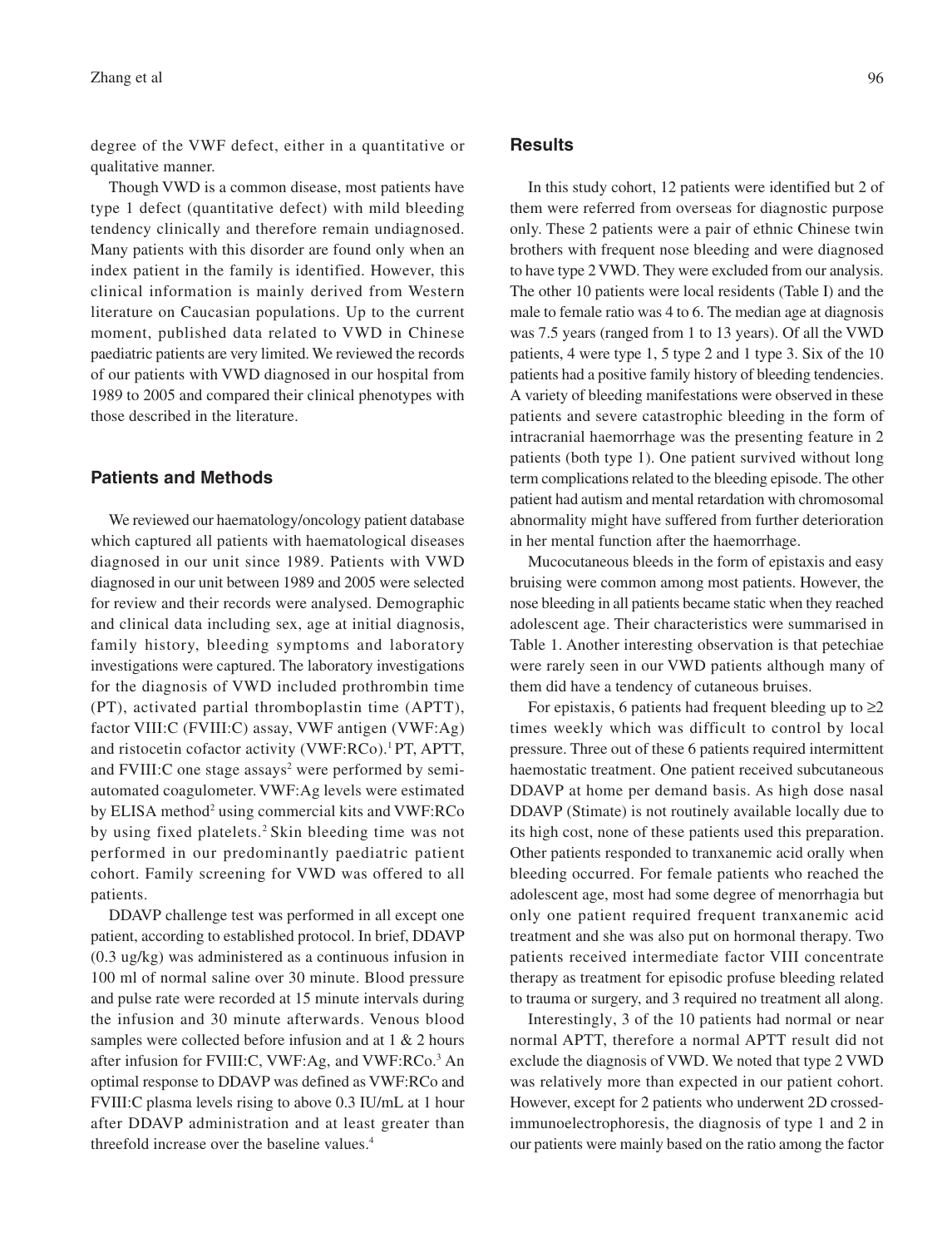degree of the VWF defect, either in a quantitative or qualitative manner.

Though VWD is a common disease, most patients have type 1 defect (quantitative defect) with mild bleeding tendency clinically and therefore remain undiagnosed. Many patients with this disorder are found only when an index patient in the family is identified. However, this clinical information is mainly derived from Western literature on Caucasian populations. Up to the current moment, published data related to VWD in Chinese paediatric patients are very limited. We reviewed the records of our patients with VWD diagnosed in our hospital from 1989 to 2005 and compared their clinical phenotypes with those described in the literature.

## Patients and Methods

We reviewed our haematology/oncology patient database which captured all patients with haematological diseases diagnosed in our unit since 1989. Patients with VWD diagnosed in our unit between 1989 and 2005 were selected for review and their records were analysed. Demographic and clinical data including sex, age at initial diagnosis, family history, bleeding symptoms and laboratory investigations were captured. The laboratory investigations for the diagnosis of VWD included prothrombin time (PT), activated partial thromboplastin time (APTT), factor VIII:C (FVIII:C) assay, VWF antigen (VWF:Ag) and ristocetin cofactor activity (VWF:RCo).[1] PT, APTT, and FVIII:C one stage assays[2] were performed by semi-automated coagulometer. VWF:Ag levels were estimated by ELISA method[2] using commercial kits and VWF:RCo by using fixed platelets.[2] Skin bleeding time was not performed in our predominantly paediatric patient cohort. Family screening for VWD was offered to all patients.

DDAVP challenge test was performed in all except one patient, according to established protocol. In brief, DDAVP (0.3 ug/kg) was administered as a continuous infusion in 100 ml of normal saline over 30 minute. Blood pressure and pulse rate were recorded at 15 minute intervals during the infusion and 30 minute afterwards. Venous blood samples were collected before infusion and at 1 & 2 hours after infusion for FVIII:C, VWF:Ag, and VWF:RCo.[3] An optimal response to DDAVP was defined as VWF:RCo and FVIII:C plasma levels rising to above 0.3 IU/mL at 1 hour after DDAVP administration and at least greater than threefold increase over the baseline values.[4]

## Results

In this study cohort, 12 patients were identified but 2 of them were referred from overseas for diagnostic purpose only. These 2 patients were a pair of ethnic Chinese twin brothers with frequent nose bleeding and were diagnosed to have type 2 VWD. They were excluded from our analysis. The other 10 patients were local residents (Table I) and the male to female ratio was 4 to 6. The median age at diagnosis was 7.5 years (ranged from 1 to 13 years). Of all the VWD patients, 4 were type 1, 5 type 2 and 1 type 3. Six of the 10 patients had a positive family history of bleeding tendencies. A variety of bleeding manifestations were observed in these patients and severe catastrophic bleeding in the form of intracranial haemorrhage was the presenting feature in 2 patients (both type 1). One patient survived without long term complications related to the bleeding episode. The other patient had autism and mental retardation with chromosomal abnormality might have suffered from further deterioration in her mental function after the haemorrhage.

Mucocutaneous bleeds in the form of epistaxis and easy bruising were common among most patients. However, the nose bleeding in all patients became static when they reached adolescent age. Their characteristics were summarised in Table 1. Another interesting observation is that petechiae were rarely seen in our VWD patients although many of them did have a tendency of cutaneous bruises.

For epistaxis, 6 patients had frequent bleeding up to ≥2 times weekly which was difficult to control by local pressure. Three out of these 6 patients required intermittent haemostatic treatment. One patient received subcutaneous DDAVP at home per demand basis. As high dose nasal DDAVP (Stimate) is not routinely available locally due to its high cost, none of these patients used this preparation. Other patients responded to tranxanemic acid orally when bleeding occurred. For female patients who reached the adolescent age, most had some degree of menorrhagia but only one patient required frequent tranxanemic acid treatment and she was also put on hormonal therapy. Two patients received intermediate factor VIII concentrate therapy as treatment for episodic profuse bleeding related to trauma or surgery, and 3 required no treatment all along.

Interestingly, 3 of the 10 patients had normal or near normal APTT, therefore a normal APTT result did not exclude the diagnosis of VWD. We noted that type 2 VWD was relatively more than expected in our patient cohort. However, except for 2 patients who underwent 2D crossed-immunoelectrophoresis, the diagnosis of type 1 and 2 in our patients were mainly based on the ratio among the factor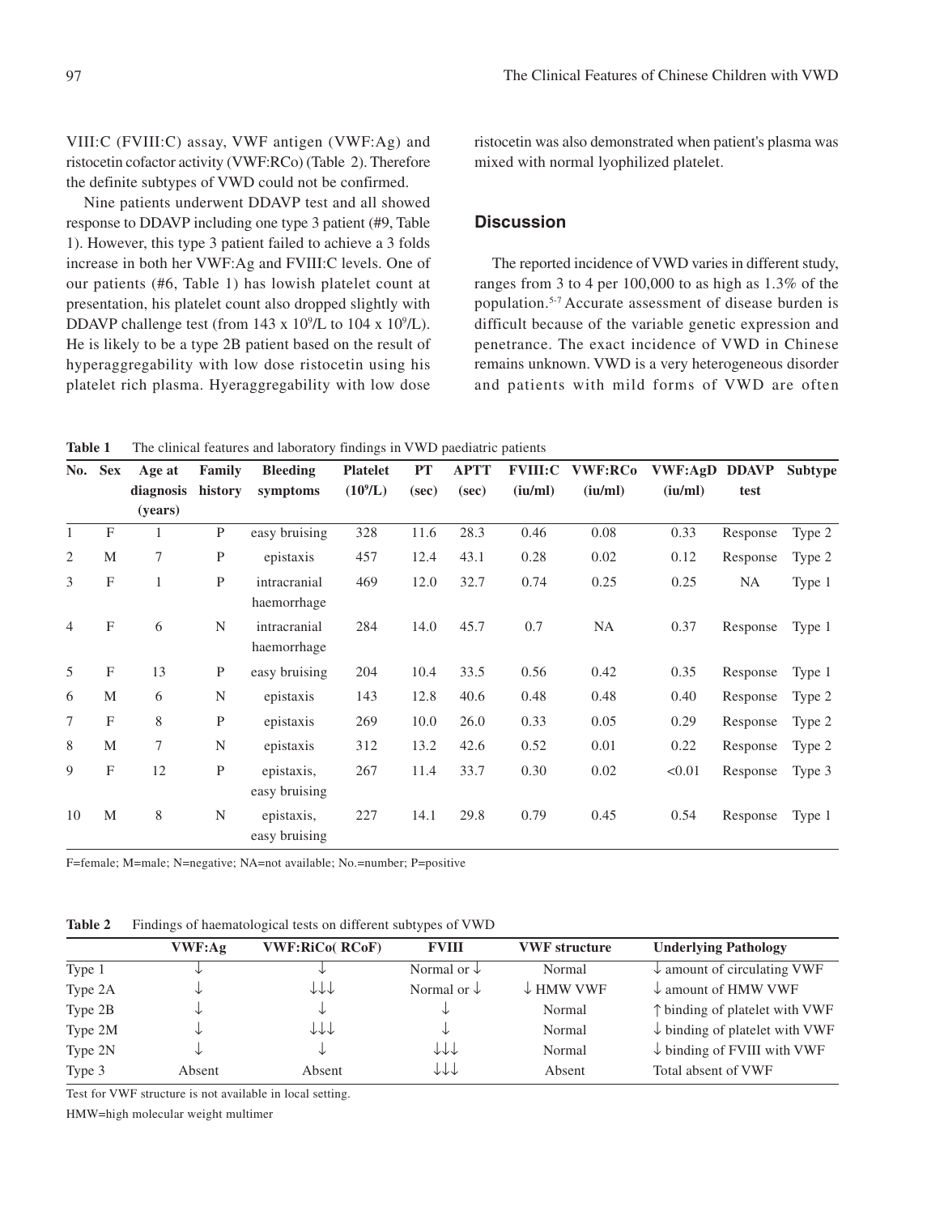VIII:C (FVIII:C) assay, VWF antigen (VWF:Ag) and ristocetin cofactor activity (VWF:RCo) (Table 2). Therefore the definite subtypes of VWD could not be confirmed.

Nine patients underwent DDAVP test and all showed response to DDAVP including one type 3 patient (#9, Table 1). However, this type 3 patient failed to achieve a 3 folds increase in both her VWF:Ag and FVIII:C levels. One of our patients (#6, Table 1) has lowish platelet count at presentation, his platelet count also dropped slightly with DDAVP challenge test (from 143 x $10^9$/L to 104 x $10^9$/L). He is likely to be a type 2B patient based on the result of hyperaggregability with low dose ristocetin using his platelet rich plasma. Hyeraggregability with low dose ristocetin was also demonstrated when patient's plasma was mixed with normal lyophilized platelet.

## Discussion

The reported incidence of VWD varies in different study, ranges from 3 to 4 per 100,000 to as high as 1.3% of the population.[5-7] Accurate assessment of disease burden is difficult because of the variable genetic expression and penetrance. The exact incidence of VWD in Chinese remains unknown. VWD is a very heterogeneous disorder and patients with mild forms of VWD are often

**Table 1** The clinical features and laboratory findings in VWD paediatric patients

| No. | Sex | Age at diagnosis (years) | Family history | Bleeding symptoms | Platelet ($10^9$/L) | PT (sec) | APTT (sec) | FVIII:C (iu/ml) | VWF:RCo (iu/ml) | VWF:AgD (iu/ml) | DDAVP test | Subtype |
|---|---|---|---|---|---|---|---|---|---|---|---|---|
| 1 | F | 1 | P | easy bruising | 328 | 11.6 | 28.3 | 0.46 | 0.08 | 0.33 | Response | Type 2 |
| 2 | M | 7 | P | epistaxis | 457 | 12.4 | 43.1 | 0.28 | 0.02 | 0.12 | Response | Type 2 |
| 3 | F | 1 | P | intracranial haemorrhage | 469 | 12.0 | 32.7 | 0.74 | 0.25 | 0.25 | NA | Type 1 |
| 4 | F | 6 | N | intracranial haemorrhage | 284 | 14.0 | 45.7 | 0.7 | NA | 0.37 | Response | Type 1 |
| 5 | F | 13 | P | easy bruising | 204 | 10.4 | 33.5 | 0.56 | 0.42 | 0.35 | Response | Type 1 |
| 6 | M | 6 | N | epistaxis | 143 | 12.8 | 40.6 | 0.48 | 0.48 | 0.40 | Response | Type 2 |
| 7 | F | 8 | P | epistaxis | 269 | 10.0 | 26.0 | 0.33 | 0.05 | 0.29 | Response | Type 2 |
| 8 | M | 7 | N | epistaxis | 312 | 13.2 | 42.6 | 0.52 | 0.01 | 0.22 | Response | Type 2 |
| 9 | F | 12 | P | epistaxis, easy bruising | 267 | 11.4 | 33.7 | 0.30 | 0.02 | <0.01 | Response | Type 3 |
| 10 | M | 8 | N | epistaxis, easy bruising | 227 | 14.1 | 29.8 | 0.79 | 0.45 | 0.54 | Response | Type 1 |

F=female; M=male; N=negative; NA=not available; No.=number; P=positive

**Table 2** Findings of haematological tests on different subtypes of VWD

| | VWF:Ag | VWF:RiCo( RCoF) | FVIII | VWF structure | Underlying Pathology |
|---|---|---|---|---|---|
| Type 1 | ↓ | ↓ | Normal or ↓ | Normal | ↓ amount of circulating VWF |
| Type 2A | ↓ | ↓↓↓ | Normal or ↓ | ↓ HMW VWF | ↓ amount of HMW VWF |
| Type 2B | ↓ | ↓ | ↓ | Normal | ↑ binding of platelet with VWF |
| Type 2M | ↓ | ↓↓↓ | ↓ | Normal | ↓ binding of platelet with VWF |
| Type 2N | ↓ | ↓ | ↓↓↓ | Normal | ↓ binding of FVIII with VWF |
| Type 3 | Absent | Absent | ↓↓↓ | Absent | Total absent of VWF |

Test for VWF structure is not available in local setting.

HMW=high molecular weight multimer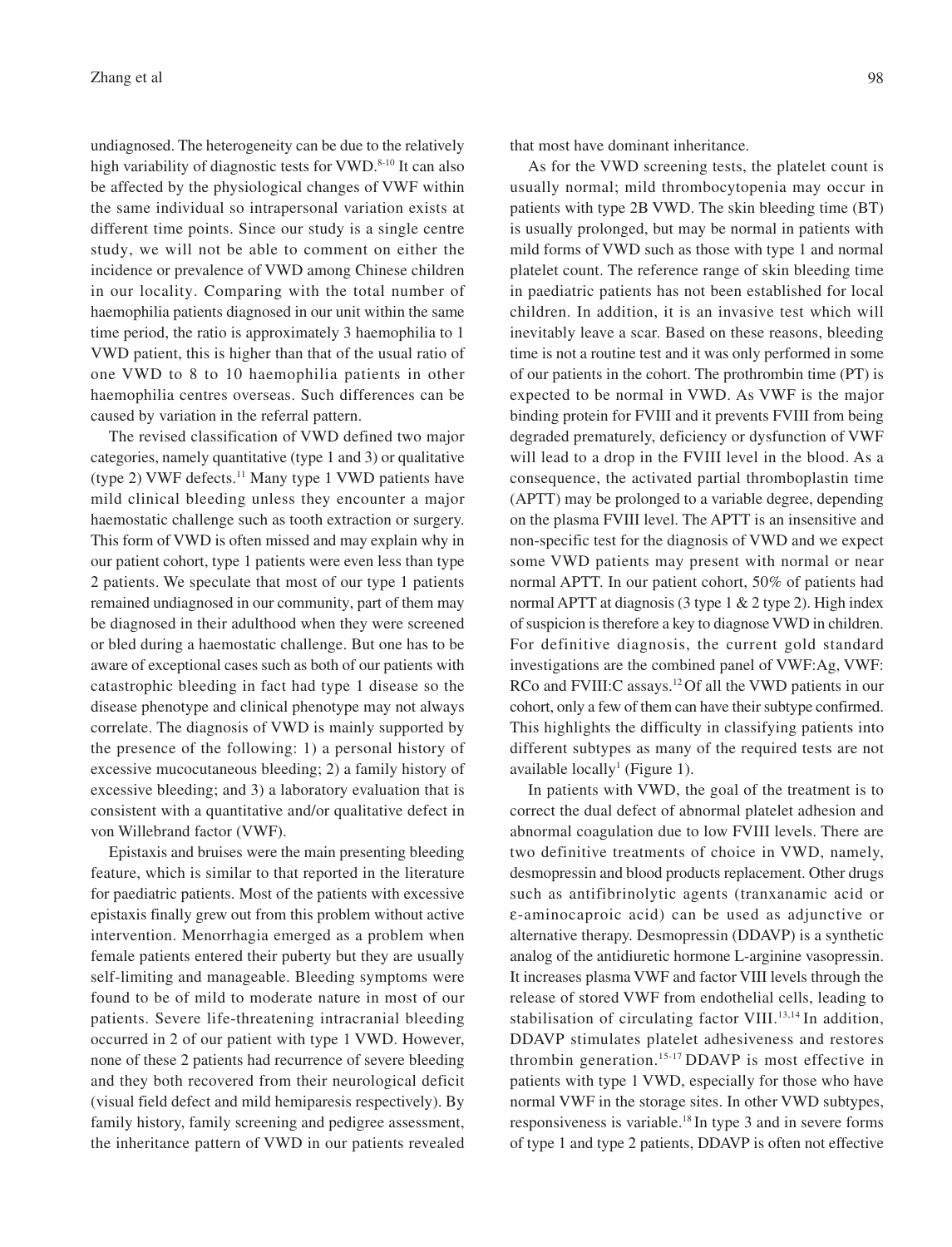undiagnosed. The heterogeneity can be due to the relatively high variability of diagnostic tests for VWD.[8-10] It can also be affected by the physiological changes of VWF within the same individual so intrapersonal variation exists at different time points. Since our study is a single centre study, we will not be able to comment on either the incidence or prevalence of VWD among Chinese children in our locality. Comparing with the total number of haemophilia patients diagnosed in our unit within the same time period, the ratio is approximately 3 haemophilia to 1 VWD patient, this is higher than that of the usual ratio of one VWD to 8 to 10 haemophilia patients in other haemophilia centres overseas. Such differences can be caused by variation in the referral pattern.

The revised classification of VWD defined two major categories, namely quantitative (type 1 and 3) or qualitative (type 2) VWF defects.[11] Many type 1 VWD patients have mild clinical bleeding unless they encounter a major haemostatic challenge such as tooth extraction or surgery. This form of VWD is often missed and may explain why in our patient cohort, type 1 patients were even less than type 2 patients. We speculate that most of our type 1 patients remained undiagnosed in our community, part of them may be diagnosed in their adulthood when they were screened or bled during a haemostatic challenge. But one has to be aware of exceptional cases such as both of our patients with catastrophic bleeding in fact had type 1 disease so the disease phenotype and clinical phenotype may not always correlate. The diagnosis of VWD is mainly supported by the presence of the following: 1) a personal history of excessive mucocutaneous bleeding; 2) a family history of excessive bleeding; and 3) a laboratory evaluation that is consistent with a quantitative and/or qualitative defect in von Willebrand factor (VWF).

Epistaxis and bruises were the main presenting bleeding feature, which is similar to that reported in the literature for paediatric patients. Most of the patients with excessive epistaxis finally grew out from this problem without active intervention. Menorrhagia emerged as a problem when female patients entered their puberty but they are usually self-limiting and manageable. Bleeding symptoms were found to be of mild to moderate nature in most of our patients. Severe life-threatening intracranial bleeding occurred in 2 of our patient with type 1 VWD. However, none of these 2 patients had recurrence of severe bleeding and they both recovered from their neurological deficit (visual field defect and mild hemiparesis respectively). By family history, family screening and pedigree assessment, the inheritance pattern of VWD in our patients revealed that most have dominant inheritance.

As for the VWD screening tests, the platelet count is usually normal; mild thrombocytopenia may occur in patients with type 2B VWD. The skin bleeding time (BT) is usually prolonged, but may be normal in patients with mild forms of VWD such as those with type 1 and normal platelet count. The reference range of skin bleeding time in paediatric patients has not been established for local children. In addition, it is an invasive test which will inevitably leave a scar. Based on these reasons, bleeding time is not a routine test and it was only performed in some of our patients in the cohort. The prothrombin time (PT) is expected to be normal in VWD. As VWF is the major binding protein for FVIII and it prevents FVIII from being degraded prematurely, deficiency or dysfunction of VWF will lead to a drop in the FVIII level in the blood. As a consequence, the activated partial thromboplastin time (APTT) may be prolonged to a variable degree, depending on the plasma FVIII level. The APTT is an insensitive and non-specific test for the diagnosis of VWD and we expect some VWD patients may present with normal or near normal APTT. In our patient cohort, 50% of patients had normal APTT at diagnosis (3 type 1 & 2 type 2). High index of suspicion is therefore a key to diagnose VWD in children. For definitive diagnosis, the current gold standard investigations are the combined panel of VWF:Ag, VWF: RCo and FVIII:C assays.[12] Of all the VWD patients in our cohort, only a few of them can have their subtype confirmed. This highlights the difficulty in classifying patients into different subtypes as many of the required tests are not available locally[1] (Figure 1).

In patients with VWD, the goal of the treatment is to correct the dual defect of abnormal platelet adhesion and abnormal coagulation due to low FVIII levels. There are two definitive treatments of choice in VWD, namely, desmopressin and blood products replacement. Other drugs such as antifibrinolytic agents (tranxanamic acid or ε-aminocaproic acid) can be used as adjunctive or alternative therapy. Desmopressin (DDAVP) is a synthetic analog of the antidiuretic hormone L-arginine vasopressin. It increases plasma VWF and factor VIII levels through the release of stored VWF from endothelial cells, leading to stabilisation of circulating factor VIII.[13,14] In addition, DDAVP stimulates platelet adhesiveness and restores thrombin generation.[15-17] DDAVP is most effective in patients with type 1 VWD, especially for those who have normal VWF in the storage sites. In other VWD subtypes, responsiveness is variable.[18] In type 3 and in severe forms of type 1 and type 2 patients, DDAVP is often not effective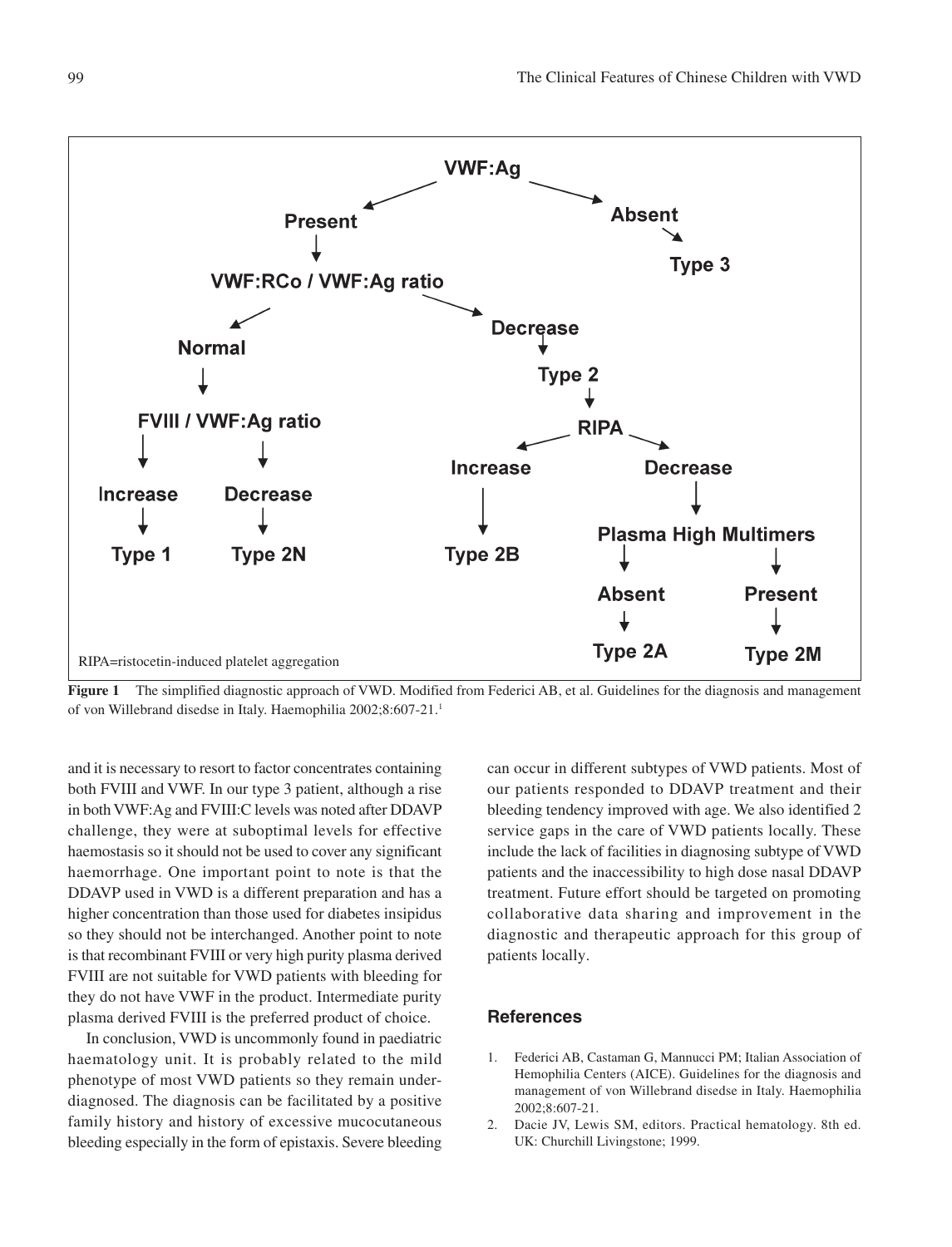- **VWF:Ag**
  - **Present** → **VWF:RCo / VWF:Ag ratio**
    - **Normal** → **FVIII / VWF:Ag ratio**
      - **Increase** → **Type 1**
      - **Decrease** → **Type 2N**
    - **Decrease** → **Type 2** → **RIPA**
      - **Increase** → **Type 2B**
      - **Decrease** → **Plasma High Multimers**
        - **Absent** → **Type 2A**
        - **Present** → **Type 2M**
  - **Absent** → **Type 3**

RIPA=ristocetin-induced platelet aggregation

**Figure 1** The simplified diagnostic approach of VWD. Modified from Federici AB, et al. Guidelines for the diagnosis and management of von Willebrand disedse in Italy. Haemophilia 2002;8:607-21.[1]

and it is necessary to resort to factor concentrates containing both FVIII and VWF. In our type 3 patient, although a rise in both VWF:Ag and FVIII:C levels was noted after DDAVP challenge, they were at suboptimal levels for effective haemostasis so it should not be used to cover any significant haemorrhage. One important point to note is that the DDAVP used in VWD is a different preparation and has a higher concentration than those used for diabetes insipidus so they should not be interchanged. Another point to note is that recombinant FVIII or very high purity plasma derived FVIII are not suitable for VWD patients with bleeding for they do not have VWF in the product. Intermediate purity plasma derived FVIII is the preferred product of choice.

In conclusion, VWD is uncommonly found in paediatric haematology unit. It is probably related to the mild phenotype of most VWD patients so they remain under-diagnosed. The diagnosis can be facilitated by a positive family history and history of excessive mucocutaneous bleeding especially in the form of epistaxis. Severe bleeding can occur in different subtypes of VWD patients. Most of our patients responded to DDAVP treatment and their bleeding tendency improved with age. We also identified 2 service gaps in the care of VWD patients locally. These include the lack of facilities in diagnosing subtype of VWD patients and the inaccessibility to high dose nasal DDAVP treatment. Future effort should be targeted on promoting collaborative data sharing and improvement in the diagnostic and therapeutic approach for this group of patients locally.

## References

1. Federici AB, Castaman G, Mannucci PM; Italian Association of Hemophilia Centers (AICE). Guidelines for the diagnosis and management of von Willebrand disedse in Italy. Haemophilia 2002;8:607-21.
2. Dacie JV, Lewis SM, editors. Practical hematology. 8th ed. UK: Churchill Livingstone; 1999.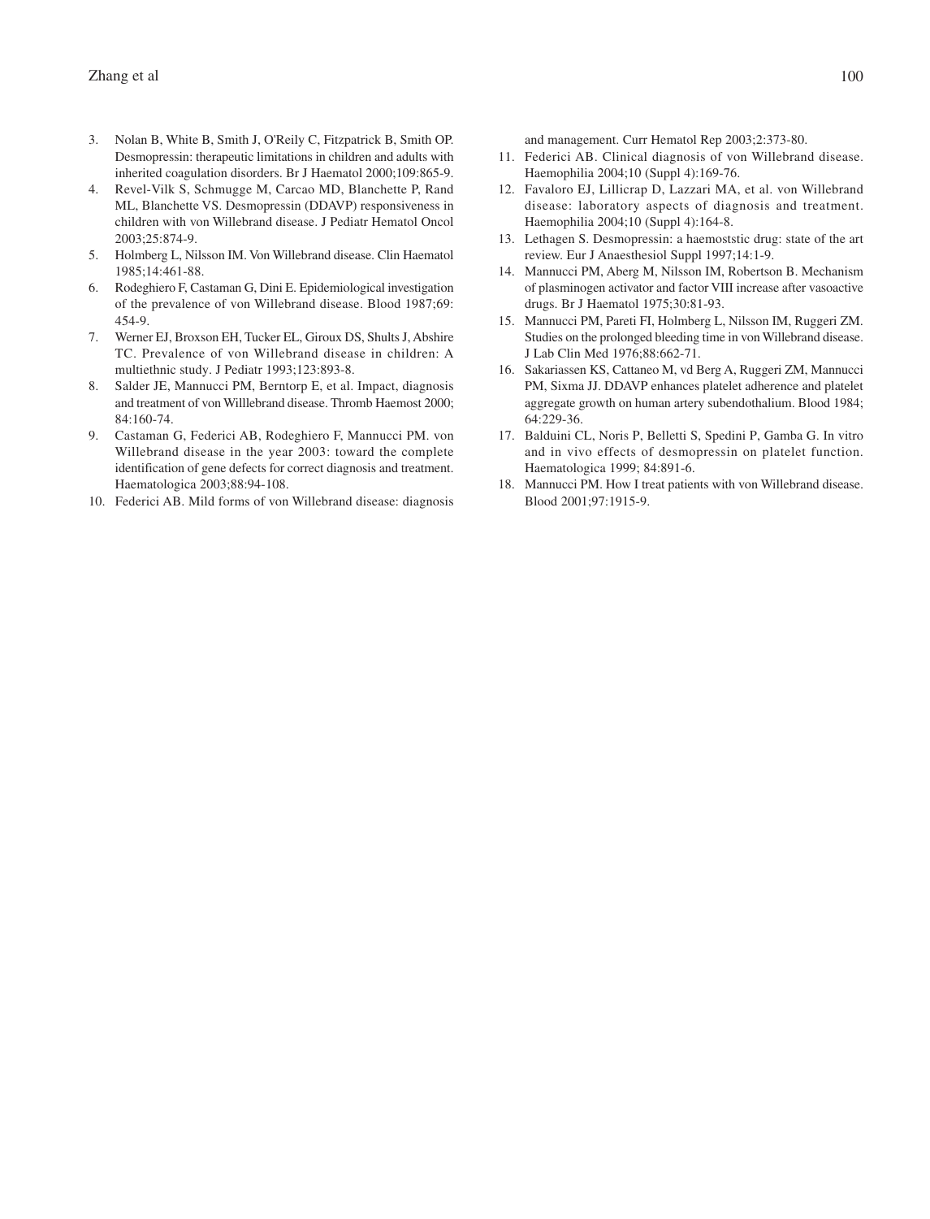3. Nolan B, White B, Smith J, O'Reily C, Fitzpatrick B, Smith OP. Desmopressin: therapeutic limitations in children and adults with inherited coagulation disorders. Br J Haematol 2000;109:865-9.
4. Revel-Vilk S, Schmugge M, Carcao MD, Blanchette P, Rand ML, Blanchette VS. Desmopressin (DDAVP) responsiveness in children with von Willebrand disease. J Pediatr Hematol Oncol 2003;25:874-9.
5. Holmberg L, Nilsson IM. Von Willebrand disease. Clin Haematol 1985;14:461-88.
6. Rodeghiero F, Castaman G, Dini E. Epidemiological investigation of the prevalence of von Willebrand disease. Blood 1987;69: 454-9.
7. Werner EJ, Broxson EH, Tucker EL, Giroux DS, Shults J, Abshire TC. Prevalence of von Willebrand disease in children: A multiethnic study. J Pediatr 1993;123:893-8.
8. Salder JE, Mannucci PM, Berntorp E, et al. Impact, diagnosis and treatment of von Willlebrand disease. Thromb Haemost 2000; 84:160-74.
9. Castaman G, Federici AB, Rodeghiero F, Mannucci PM. von Willebrand disease in the year 2003: toward the complete identification of gene defects for correct diagnosis and treatment. Haematologica 2003;88:94-108.
10. Federici AB. Mild forms of von Willebrand disease: diagnosis and management. Curr Hematol Rep 2003;2:373-80.
11. Federici AB. Clinical diagnosis of von Willebrand disease. Haemophilia 2004;10 (Suppl 4):169-76.
12. Favaloro EJ, Lillicrap D, Lazzari MA, et al. von Willebrand disease: laboratory aspects of diagnosis and treatment. Haemophilia 2004;10 (Suppl 4):164-8.
13. Lethagen S. Desmopressin: a haemoststic drug: state of the art review. Eur J Anaesthesiol Suppl 1997;14:1-9.
14. Mannucci PM, Aberg M, Nilsson IM, Robertson B. Mechanism of plasminogen activator and factor VIII increase after vasoactive drugs. Br J Haematol 1975;30:81-93.
15. Mannucci PM, Pareti FI, Holmberg L, Nilsson IM, Ruggeri ZM. Studies on the prolonged bleeding time in von Willebrand disease. J Lab Clin Med 1976;88:662-71.
16. Sakariassen KS, Cattaneo M, vd Berg A, Ruggeri ZM, Mannucci PM, Sixma JJ. DDAVP enhances platelet adherence and platelet aggregate growth on human artery subendothalium. Blood 1984; 64:229-36.
17. Balduini CL, Noris P, Belletti S, Spedini P, Gamba G. In vitro and in vivo effects of desmopressin on platelet function. Haematologica 1999; 84:891-6.
18. Mannucci PM. How I treat patients with von Willebrand disease. Blood 2001;97:1915-9.